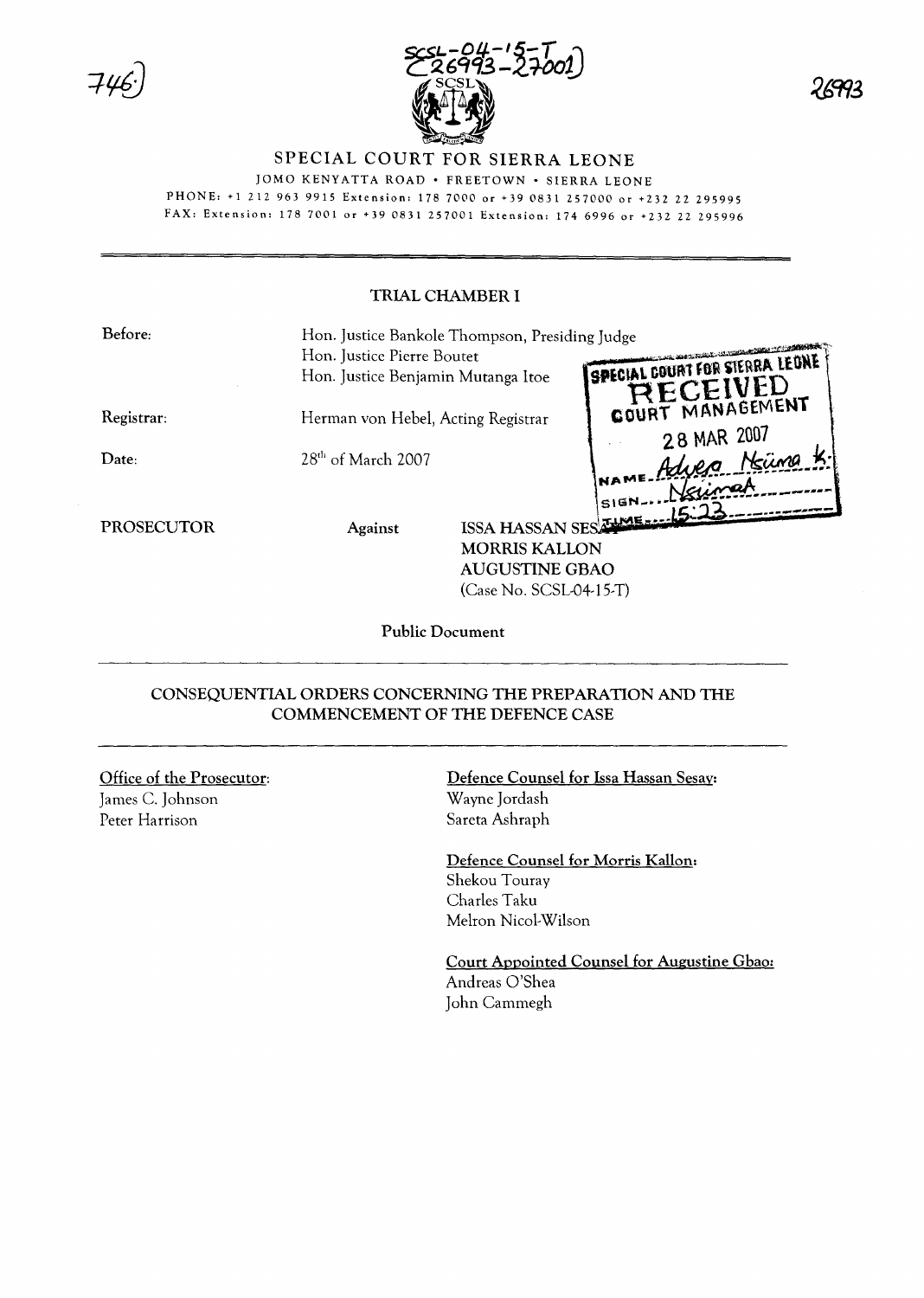SCSL-04-15-T
(26993-27001)

26993

# SPECIAL COURT FOR SIERRA LEONE

JOMO KENYATTA ROAD • FREETOWN • SIERRA LEONE
PHONE: +1 212 963 9915 Extension: 178 7000 or +39 0831 257000 or +232 22 295995
FAX: Extension: 178 7001 or +39 0831 257001 Extension: 174 6996 or +232 22 295996

## TRIAL CHAMBER I

**Before:** Hon. Justice Bankole Thompson, Presiding Judge
Hon. Justice Pierre Boutet
Hon. Justice Benjamin Mutanga Itoe

**Registrar:** Herman von Hebel, Acting Registrar

**Date:** 28th of March 2007

SPECIAL COURT FOR SIERRA LEONE
RECEIVED
COURT MANAGEMENT
28 MAR 2007
NAME: Advera Nsuma K.
SIGN: Nsumah
TIME: 15:23

**PROSECUTOR** Against ISSA HASSAN SESAY
MORRIS KALLON
AUGUSTINE GBAO
(Case No. SCSL-04-15-T)

**Public Document**

## CONSEQUENTIAL ORDERS CONCERNING THE PREPARATION AND THE COMMENCEMENT OF THE DEFENCE CASE

Office of the Prosecutor:
James C. Johnson
Peter Harrison

Defence Counsel for Issa Hassan Sesay:
Wayne Jordash
Sareta Ashraph

Defence Counsel for Morris Kallon:
Shekou Touray
Charles Taku
Melron Nicol-Wilson

Court Appointed Counsel for Augustine Gbao:
Andreas O'Shea
John Cammegh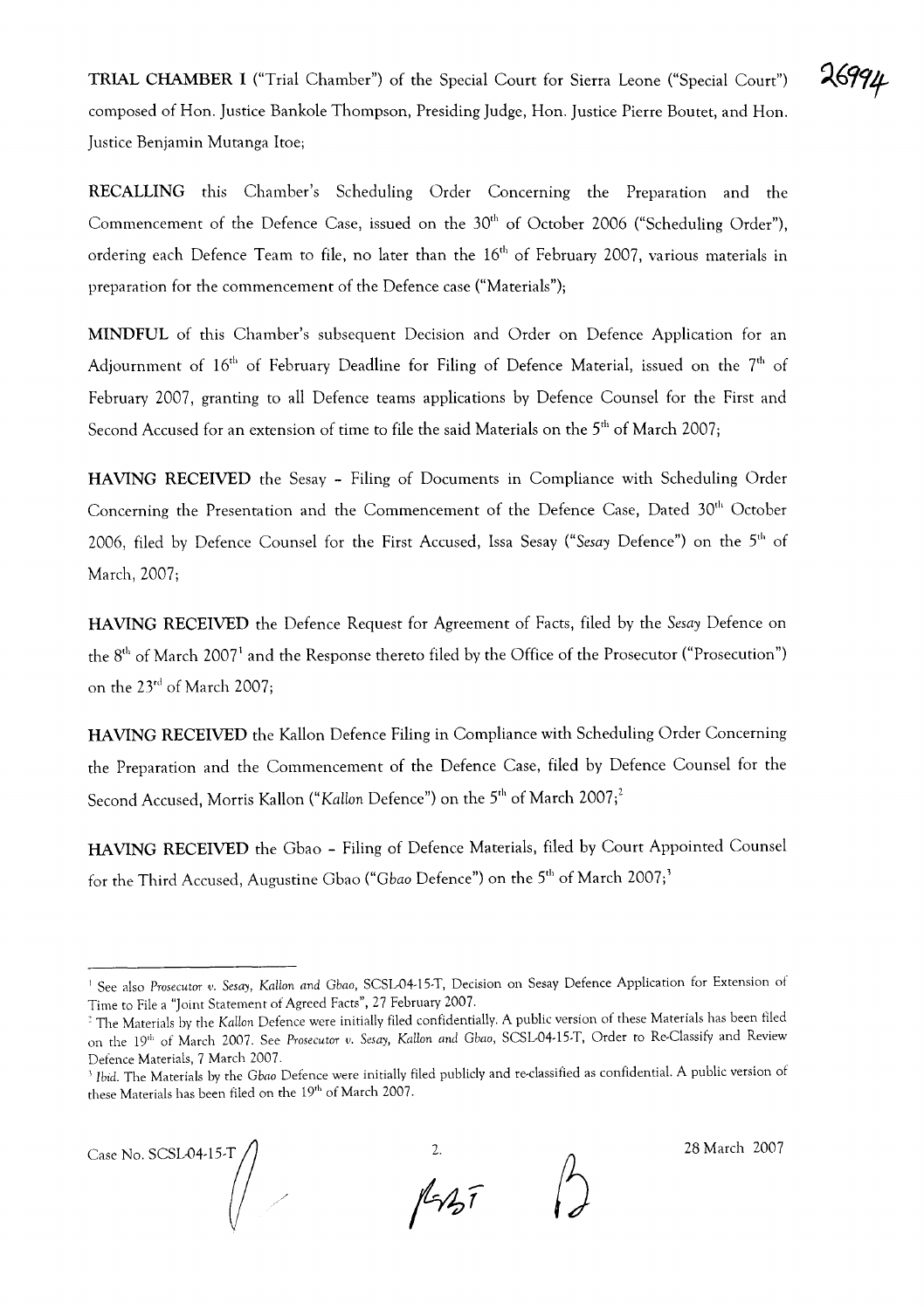**TRIAL CHAMBER I** ("Trial Chamber") of the Special Court for Sierra Leone ("Special Court") composed of Hon. Justice Bankole Thompson, Presiding Judge, Hon. Justice Pierre Boutet, and Hon. Justice Benjamin Mutanga Itoe;

**RECALLING** this Chamber's Scheduling Order Concerning the Preparation and the Commencement of the Defence Case, issued on the 30th of October 2006 ("Scheduling Order"), ordering each Defence Team to file, no later than the 16th of February 2007, various materials in preparation for the commencement of the Defence case ("Materials");

**MINDFUL** of this Chamber's subsequent Decision and Order on Defence Application for an Adjournment of 16th of February Deadline for Filing of Defence Material, issued on the 7th of February 2007, granting to all Defence teams applications by Defence Counsel for the First and Second Accused for an extension of time to file the said Materials on the 5th of March 2007;

**HAVING RECEIVED** the Sesay – Filing of Documents in Compliance with Scheduling Order Concerning the Presentation and the Commencement of the Defence Case, Dated 30th October 2006, filed by Defence Counsel for the First Accused, Issa Sesay ("*Sesay* Defence") on the 5th of March, 2007;

**HAVING RECEIVED** the Defence Request for Agreement of Facts, filed by the *Sesay* Defence on the 8th of March 2007[1] and the Response thereto filed by the Office of the Prosecutor ("Prosecution") on the 23rd of March 2007;

**HAVING RECEIVED** the Kallon Defence Filing in Compliance with Scheduling Order Concerning the Preparation and the Commencement of the Defence Case, filed by Defence Counsel for the Second Accused, Morris Kallon ("*Kallon* Defence") on the 5th of March 2007;[2]

**HAVING RECEIVED** the Gbao – Filing of Defence Materials, filed by Court Appointed Counsel for the Third Accused, Augustine Gbao ("*Gbao* Defence") on the 5th of March 2007;[3]

---

[1] See also *Prosecutor v. Sesay, Kallon and Gbao*, SCSL-04-15-T, Decision on Sesay Defence Application for Extension of Time to File a "Joint Statement of Agreed Facts", 27 February 2007.

[2] The Materials by the *Kallon* Defence were initially filed confidentially. A public version of these Materials has been filed on the 19th of March 2007. See *Prosecutor v. Sesay, Kallon and Gbao*, SCSL-04-15-T, Order to Re-Classify and Review Defence Materials, 7 March 2007.

[3] *Ibid.* The Materials by the *Gbao* Defence were initially filed publicly and re-classified as confidential. A public version of these Materials has been filed on the 19th of March 2007.

Case No. SCSL-04-15-T 28 March 2007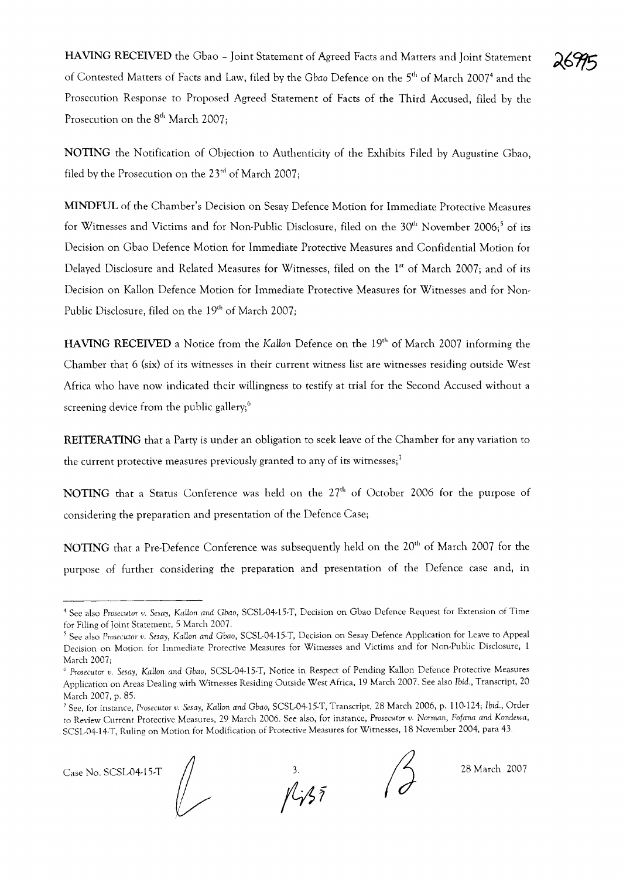**HAVING RECEIVED** the Gbao – Joint Statement of Agreed Facts and Matters and Joint Statement of Contested Matters of Facts and Law, filed by the *Gbao* Defence on the 5th of March 2007[4] and the Prosecution Response to Proposed Agreed Statement of Facts of the Third Accused, filed by the Prosecution on the 8th March 2007;

**NOTING** the Notification of Objection to Authenticity of the Exhibits Filed by Augustine Gbao, filed by the Prosecution on the 23rd of March 2007;

**MINDFUL** of the Chamber's Decision on Sesay Defence Motion for Immediate Protective Measures for Witnesses and Victims and for Non-Public Disclosure, filed on the 30th November 2006;[5] of its Decision on Gbao Defence Motion for Immediate Protective Measures and Confidential Motion for Delayed Disclosure and Related Measures for Witnesses, filed on the 1st of March 2007; and of its Decision on Kallon Defence Motion for Immediate Protective Measures for Witnesses and for Non-Public Disclosure, filed on the 19th of March 2007;

**HAVING RECEIVED** a Notice from the *Kallon* Defence on the 19th of March 2007 informing the Chamber that 6 (six) of its witnesses in their current witness list are witnesses residing outside West Africa who have now indicated their willingness to testify at trial for the Second Accused without a screening device from the public gallery;[6]

**REITERATING** that a Party is under an obligation to seek leave of the Chamber for any variation to the current protective measures previously granted to any of its witnesses;[7]

**NOTING** that a Status Conference was held on the 27th of October 2006 for the purpose of considering the preparation and presentation of the Defence Case;

**NOTING** that a Pre-Defence Conference was subsequently held on the 20th of March 2007 for the purpose of further considering the preparation and presentation of the Defence case and, in

---

[4] See also *Prosecutor v. Sesay, Kallon and Gbao*, SCSL-04-15-T, Decision on Gbao Defence Request for Extension of Time for Filing of Joint Statement, 5 March 2007.

[5] See also *Prosecutor v. Sesay, Kallon and Gbao*, SCSL-04-15-T, Decision on Sesay Defence Application for Leave to Appeal Decision on Motion for Immediate Protective Measures for Witnesses and Victims and for Non-Public Disclosure, 1 March 2007;

[6] *Prosecutor v. Sesay, Kallon and Gbao*, SCSL-04-15-T, Notice in Respect of Pending Kallon Defence Protective Measures Application on Areas Dealing with Witnesses Residing Outside West Africa, 19 March 2007. See also *Ibid.*, Transcript, 20 March 2007, p. 85.

[7] See, for instance, *Prosecutor v. Sesay, Kallon and Gbao*, SCSL-04-15-T, Transcript, 28 March 2006, p. 110-124; *Ibid.*, Order to Review Current Protective Measures, 29 March 2006. See also, for instance, *Prosecutor v. Norman, Fofana and Kondewa*, SCSL-04-14-T, Ruling on Motion for Modification of Protective Measures for Witnesses, 18 November 2004, para 43.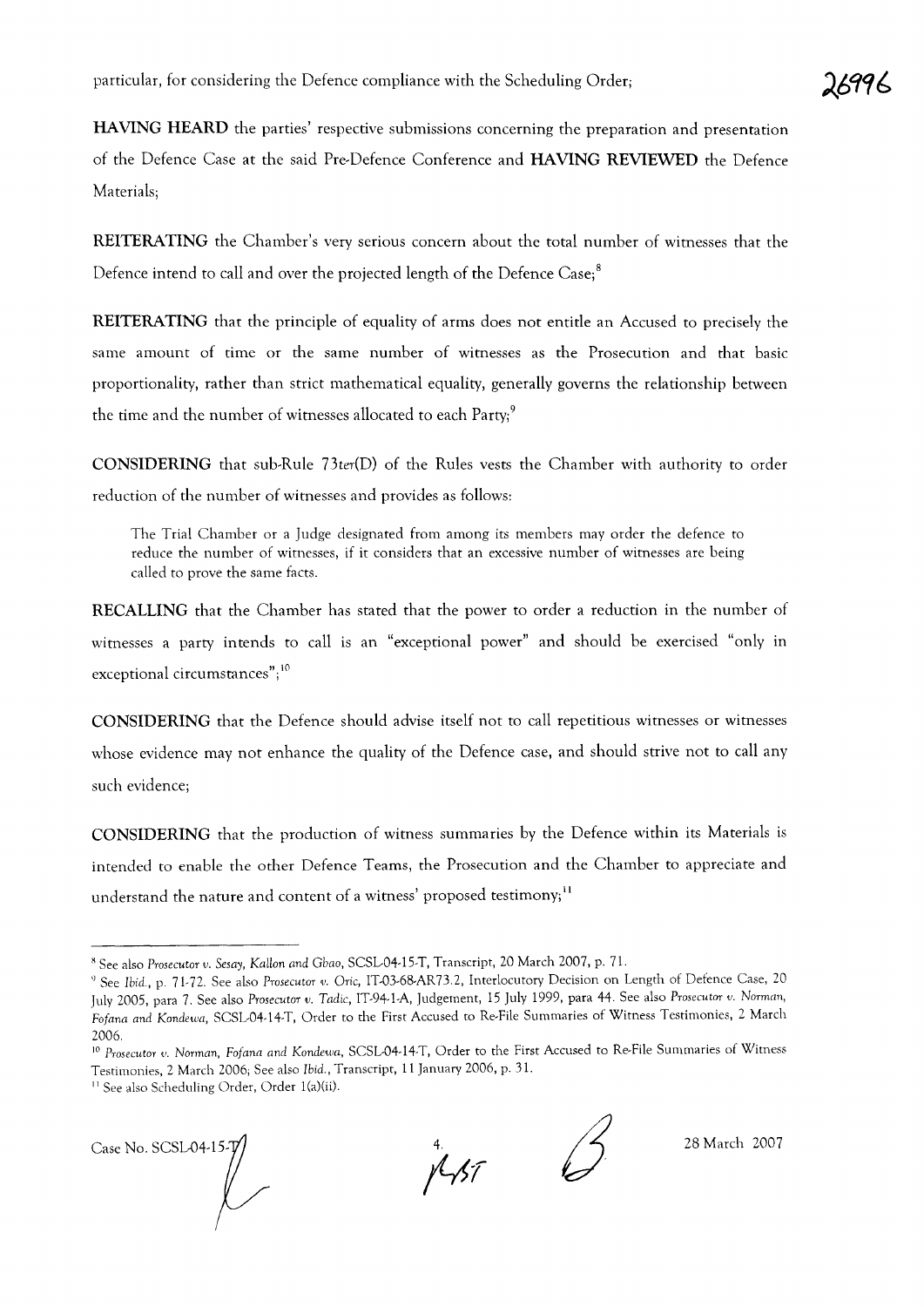particular, for considering the Defence compliance with the Scheduling Order;

**HAVING HEARD** the parties' respective submissions concerning the preparation and presentation of the Defence Case at the said Pre-Defence Conference and **HAVING REVIEWED** the Defence Materials;

**REITERATING** the Chamber's very serious concern about the total number of witnesses that the Defence intend to call and over the projected length of the Defence Case;[8]

**REITERATING** that the principle of equality of arms does not entitle an Accused to precisely the same amount of time or the same number of witnesses as the Prosecution and that basic proportionality, rather than strict mathematical equality, generally governs the relationship between the time and the number of witnesses allocated to each Party;[9]

**CONSIDERING** that sub-Rule 73*ter*(D) of the Rules vests the Chamber with authority to order reduction of the number of witnesses and provides as follows:

> The Trial Chamber or a Judge designated from among its members may order the defence to reduce the number of witnesses, if it considers that an excessive number of witnesses are being called to prove the same facts.

**RECALLING** that the Chamber has stated that the power to order a reduction in the number of witnesses a party intends to call is an "exceptional power" and should be exercised "only in exceptional circumstances";[10]

**CONSIDERING** that the Defence should advise itself not to call repetitious witnesses or witnesses whose evidence may not enhance the quality of the Defence case, and should strive not to call any such evidence;

**CONSIDERING** that the production of witness summaries by the Defence within its Materials is intended to enable the other Defence Teams, the Prosecution and the Chamber to appreciate and understand the nature and content of a witness' proposed testimony;[11]

---

[8] See also *Prosecutor v. Sesay, Kallon and Gbao*, SCSL-04-15-T, Transcript, 20 March 2007, p. 71.

[9] See *Ibid.*, p. 71-72. See also *Prosecutor v. Oric*, IT-03-68-AR73.2, Interlocutory Decision on Length of Defence Case, 20 July 2005, para 7. See also *Prosecutor v. Tadic*, IT-94-1-A, Judgement, 15 July 1999, para 44. See also *Prosecutor v. Norman, Fofana and Kondewa*, SCSL-04-14-T, Order to the First Accused to Re-File Summaries of Witness Testimonies, 2 March 2006.

[10] *Prosecutor v. Norman, Fofana and Kondewa*, SCSL-04-14-T, Order to the First Accused to Re-File Summaries of Witness Testimonies, 2 March 2006; See also *Ibid.*, Transcript, 11 January 2006, p. 31.

[11] See also Scheduling Order, Order 1(a)(ii).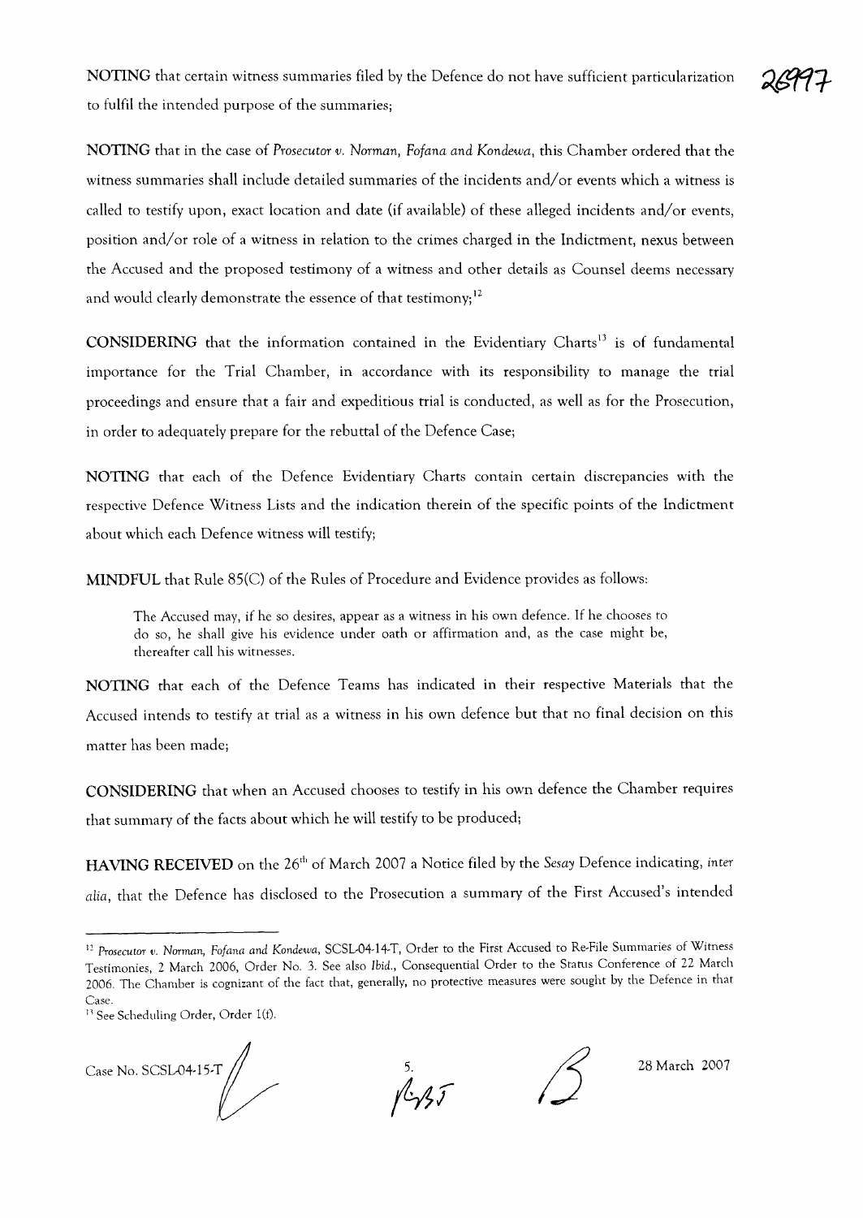**NOTING** that certain witness summaries filed by the Defence do not have sufficient particularization to fulfil the intended purpose of the summaries;

**NOTING** that in the case of *Prosecutor v. Norman, Fofana and Kondewa*, this Chamber ordered that the witness summaries shall include detailed summaries of the incidents and/or events which a witness is called to testify upon, exact location and date (if available) of these alleged incidents and/or events, position and/or role of a witness in relation to the crimes charged in the Indictment, nexus between the Accused and the proposed testimony of a witness and other details as Counsel deems necessary and would clearly demonstrate the essence of that testimony;[12]

**CONSIDERING** that the information contained in the Evidentiary Charts[13] is of fundamental importance for the Trial Chamber, in accordance with its responsibility to manage the trial proceedings and ensure that a fair and expeditious trial is conducted, as well as for the Prosecution, in order to adequately prepare for the rebuttal of the Defence Case;

**NOTING** that each of the Defence Evidentiary Charts contain certain discrepancies with the respective Defence Witness Lists and the indication therein of the specific points of the Indictment about which each Defence witness will testify;

**MINDFUL** that Rule 85(C) of the Rules of Procedure and Evidence provides as follows:

> The Accused may, if he so desires, appear as a witness in his own defence. If he chooses to do so, he shall give his evidence under oath or affirmation and, as the case might be, thereafter call his witnesses.

**NOTING** that each of the Defence Teams has indicated in their respective Materials that the Accused intends to testify at trial as a witness in his own defence but that no final decision on this matter has been made;

**CONSIDERING** that when an Accused chooses to testify in his own defence the Chamber requires that summary of the facts about which he will testify to be produced;

**HAVING RECEIVED** on the 26th of March 2007 a Notice filed by the *Sesay* Defence indicating, *inter alia*, that the Defence has disclosed to the Prosecution a summary of the First Accused's intended

---

[12] *Prosecutor v. Norman, Fofana and Kondewa*, SCSL-04-14-T, Order to the First Accused to Re-File Summaries of Witness Testimonies, 2 March 2006, Order No. 3. See also *Ibid.*, Consequential Order to the Status Conference of 22 March 2006. The Chamber is cognizant of the fact that, generally, no protective measures were sought by the Defence in that Case.

[13] See Scheduling Order, Order 1(f).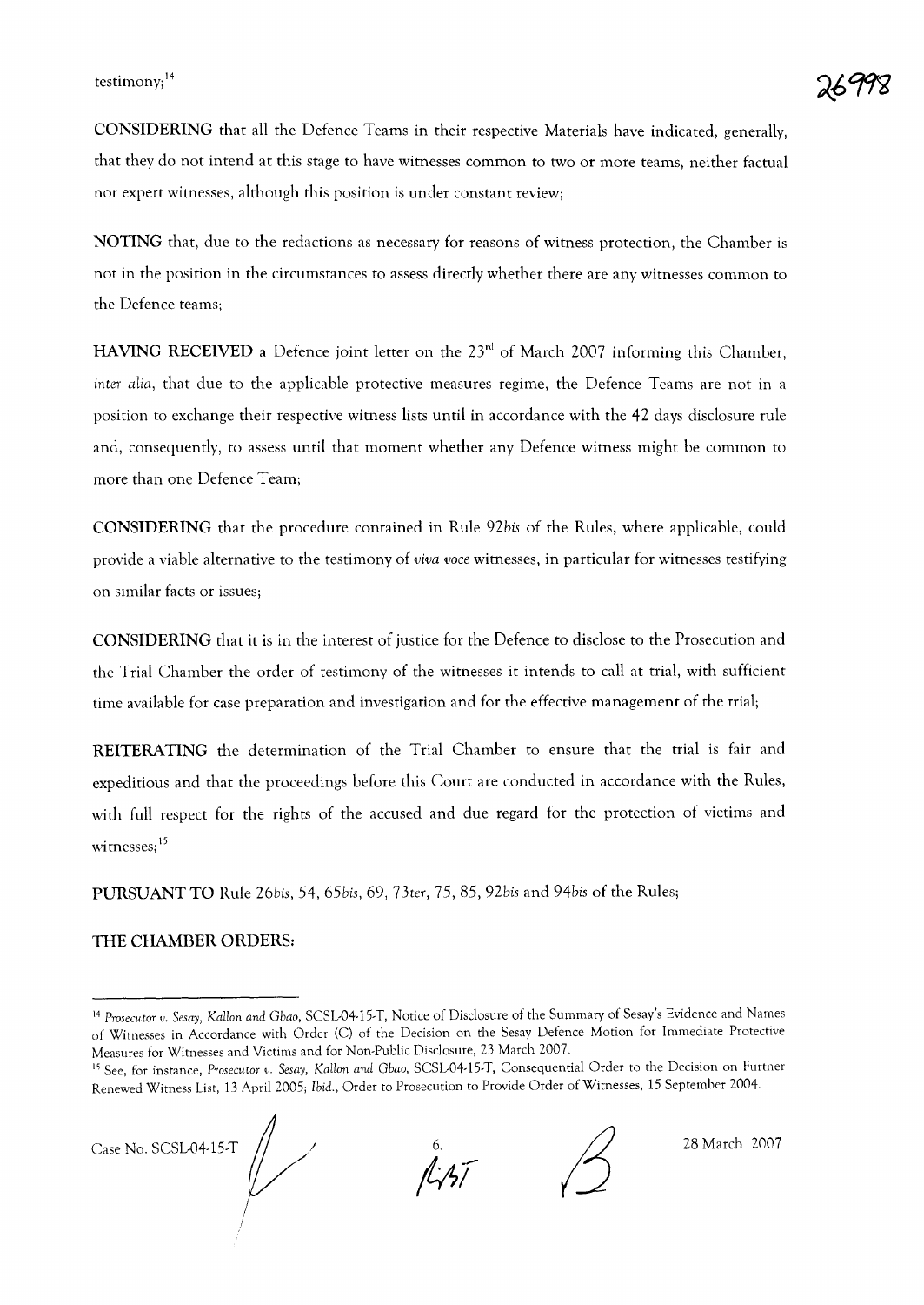testimony;[14]

**CONSIDERING** that all the Defence Teams in their respective Materials have indicated, generally, that they do not intend at this stage to have witnesses common to two or more teams, neither factual nor expert witnesses, although this position is under constant review;

**NOTING** that, due to the redactions as necessary for reasons of witness protection, the Chamber is not in the position in the circumstances to assess directly whether there are any witnesses common to the Defence teams;

**HAVING RECEIVED** a Defence joint letter on the 23rd of March 2007 informing this Chamber, *inter alia*, that due to the applicable protective measures regime, the Defence Teams are not in a position to exchange their respective witness lists until in accordance with the 42 days disclosure rule and, consequently, to assess until that moment whether any Defence witness might be common to more than one Defence Team;

**CONSIDERING** that the procedure contained in Rule 92*bis* of the Rules, where applicable, could provide a viable alternative to the testimony of *viva voce* witnesses, in particular for witnesses testifying on similar facts or issues;

**CONSIDERING** that it is in the interest of justice for the Defence to disclose to the Prosecution and the Trial Chamber the order of testimony of the witnesses it intends to call at trial, with sufficient time available for case preparation and investigation and for the effective management of the trial;

**REITERATING** the determination of the Trial Chamber to ensure that the trial is fair and expeditious and that the proceedings before this Court are conducted in accordance with the Rules, with full respect for the rights of the accused and due regard for the protection of victims and witnesses;[15]

**PURSUANT TO** Rule 26*bis*, 54, 65*bis*, 69, 73*ter*, 75, 85, 92*bis* and 94*bis* of the Rules;

**THE CHAMBER ORDERS:**

---

[14] *Prosecutor v. Sesay, Kallon and Gbao*, SCSL-04-15-T, Notice of Disclosure of the Summary of Sesay's Evidence and Names of Witnesses in Accordance with Order (C) of the Decision on the Sesay Defence Motion for Immediate Protective Measures for Witnesses and Victims and for Non-Public Disclosure, 23 March 2007.

[15] See, for instance, *Prosecutor v. Sesay, Kallon and Gbao*, SCSL-04-15-T, Consequential Order to the Decision on Further Renewed Witness List, 13 April 2005; *Ibid.*, Order to Prosecution to Provide Order of Witnesses, 15 September 2004.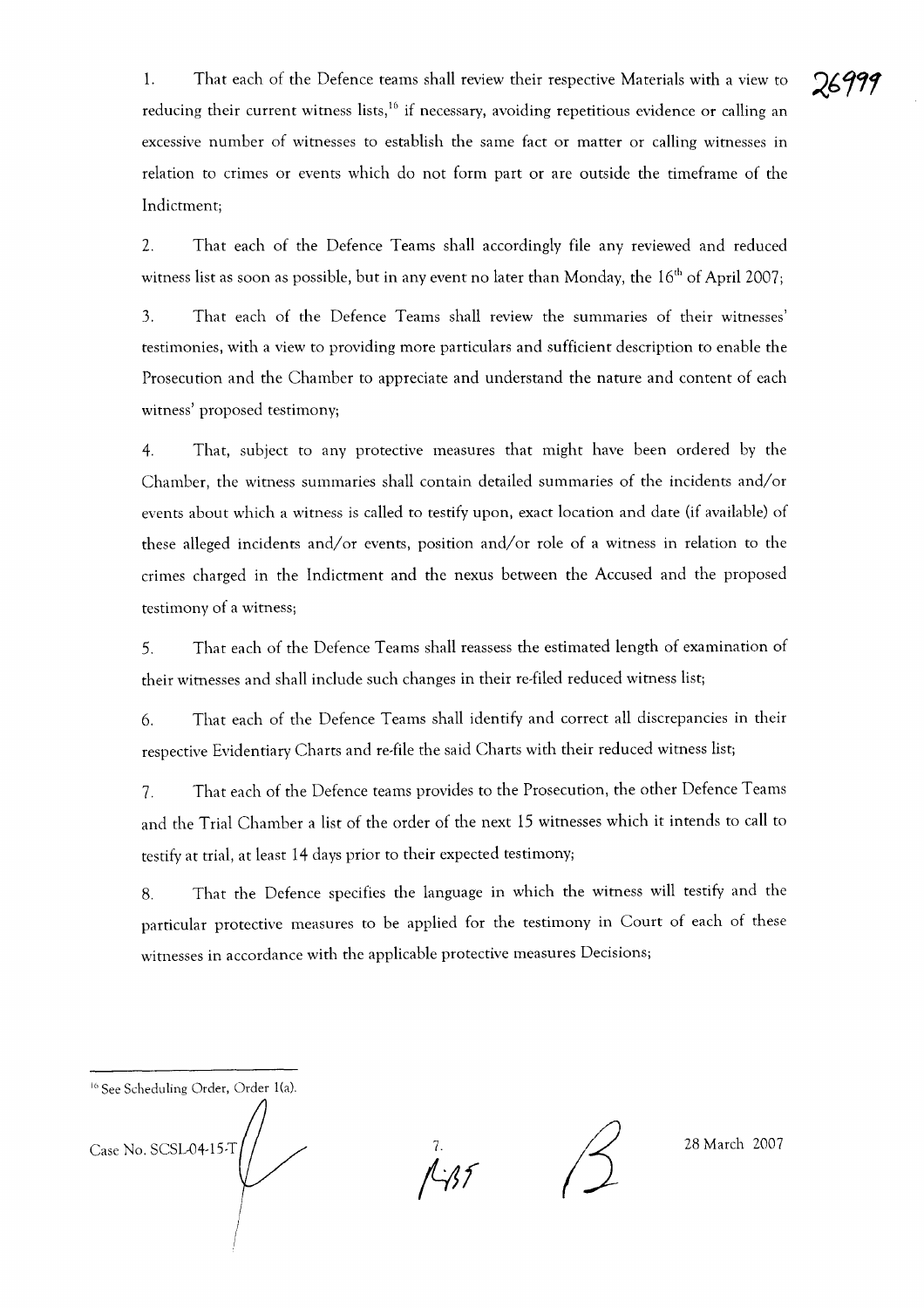1. That each of the Defence teams shall review their respective Materials with a view to reducing their current witness lists,[16] if necessary, avoiding repetitious evidence or calling an excessive number of witnesses to establish the same fact or matter or calling witnesses in relation to crimes or events which do not form part or are outside the timeframe of the Indictment;

2. That each of the Defence Teams shall accordingly file any reviewed and reduced witness list as soon as possible, but in any event no later than Monday, the 16th of April 2007;

3. That each of the Defence Teams shall review the summaries of their witnesses' testimonies, with a view to providing more particulars and sufficient description to enable the Prosecution and the Chamber to appreciate and understand the nature and content of each witness' proposed testimony;

4. That, subject to any protective measures that might have been ordered by the Chamber, the witness summaries shall contain detailed summaries of the incidents and/or events about which a witness is called to testify upon, exact location and date (if available) of these alleged incidents and/or events, position and/or role of a witness in relation to the crimes charged in the Indictment and the nexus between the Accused and the proposed testimony of a witness;

5. That each of the Defence Teams shall reassess the estimated length of examination of their witnesses and shall include such changes in their re-filed reduced witness list;

6. That each of the Defence Teams shall identify and correct all discrepancies in their respective Evidentiary Charts and re-file the said Charts with their reduced witness list;

7. That each of the Defence teams provides to the Prosecution, the other Defence Teams and the Trial Chamber a list of the order of the next 15 witnesses which it intends to call to testify at trial, at least 14 days prior to their expected testimony;

8. That the Defence specifies the language in which the witness will testify and the particular protective measures to be applied for the testimony in Court of each of these witnesses in accordance with the applicable protective measures Decisions;

---

[16] See Scheduling Order, Order 1(a).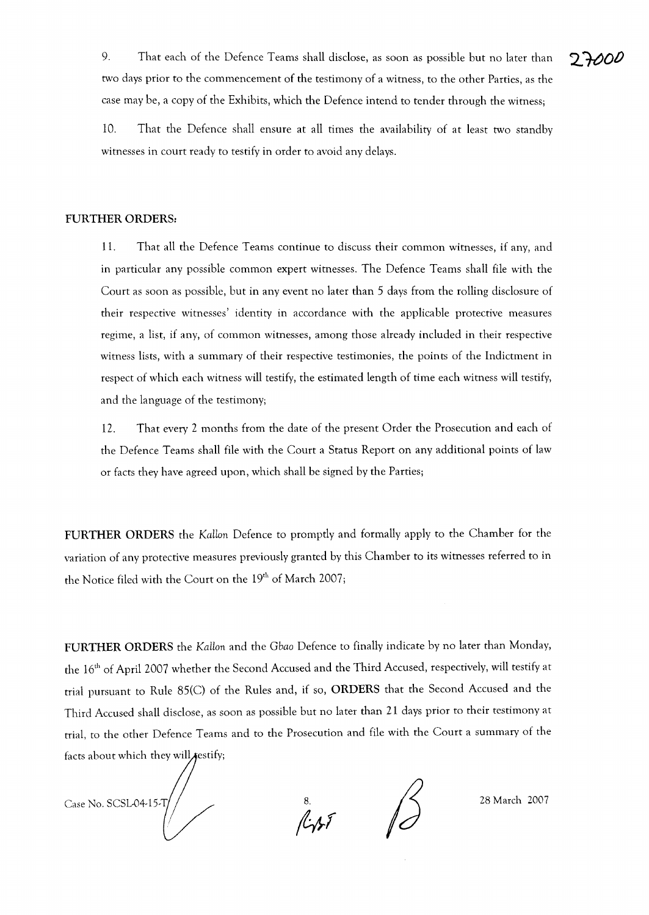9. That each of the Defence Teams shall disclose, as soon as possible but no later than two days prior to the commencement of the testimony of a witness, to the other Parties, as the case may be, a copy of the Exhibits, which the Defence intend to tender through the witness;

10. That the Defence shall ensure at all times the availability of at least two standby witnesses in court ready to testify in order to avoid any delays.

**FURTHER ORDERS:**

11. That all the Defence Teams continue to discuss their common witnesses, if any, and in particular any possible common expert witnesses. The Defence Teams shall file with the Court as soon as possible, but in any event no later than 5 days from the rolling disclosure of their respective witnesses' identity in accordance with the applicable protective measures regime, a list, if any, of common witnesses, among those already included in their respective witness lists, with a summary of their respective testimonies, the points of the Indictment in respect of which each witness will testify, the estimated length of time each witness will testify, and the language of the testimony;

12. That every 2 months from the date of the present Order the Prosecution and each of the Defence Teams shall file with the Court a Status Report on any additional points of law or facts they have agreed upon, which shall be signed by the Parties;

**FURTHER ORDERS** the *Kallon* Defence to promptly and formally apply to the Chamber for the variation of any protective measures previously granted by this Chamber to its witnesses referred to in the Notice filed with the Court on the 19th of March 2007;

**FURTHER ORDERS** the *Kallon* and the *Gbao* Defence to finally indicate by no later than Monday, the 16th of April 2007 whether the Second Accused and the Third Accused, respectively, will testify at trial pursuant to Rule 85(C) of the Rules and, if so, **ORDERS** that the Second Accused and the Third Accused shall disclose, as soon as possible but no later than 21 days prior to their testimony at trial, to the other Defence Teams and to the Prosecution and file with the Court a summary of the facts about which they will testify;

Case No. SCSL-04-15-T 28 March 2007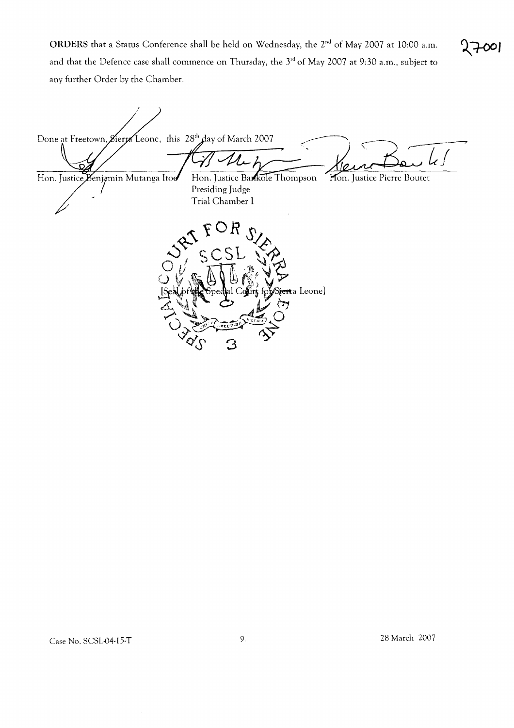**ORDERS** that a Status Conference shall be held on Wednesday, the 2nd of May 2007 at 10:00 a.m. and that the Defence case shall commence on Thursday, the 3rd of May 2007 at 9:30 a.m., subject to any further Order by the Chamber.

Done at Freetown, Sierra Leone, this 28th day of March 2007

| | | |
|---|---|---|
| Hon. Justice Benjamin Mutanga Itoe | Hon. Justice Bankole Thompson<br>Presiding Judge<br>Trial Chamber I | Hon. Justice Pierre Boutet |

[Seal of the Special Court for Sierra Leone]